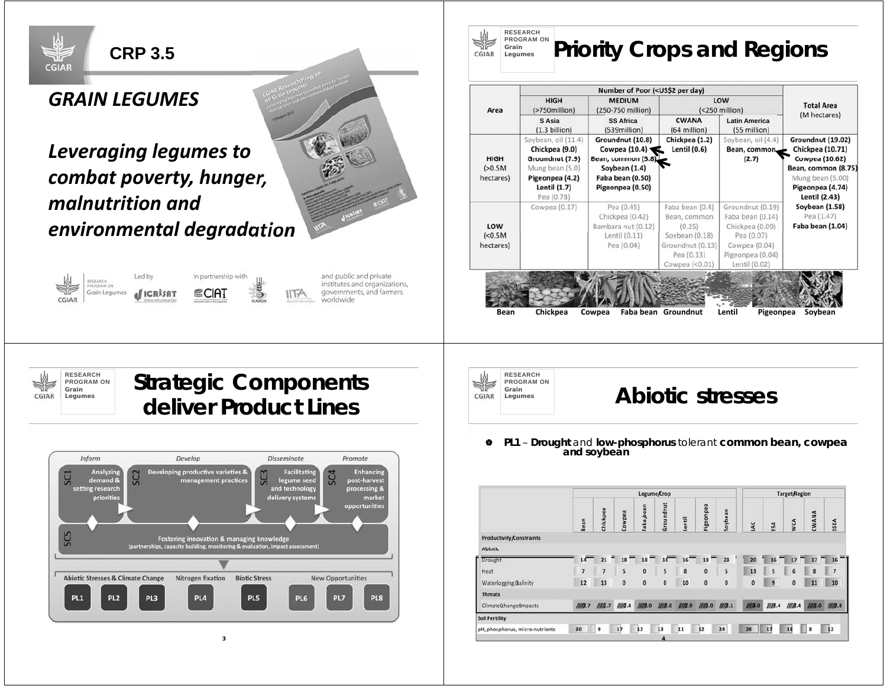## CRP 3.5

## *GRAIN LEGUMES*

## *Leveraging legumes to combat poverty, hunger, malnutrition and environmental degradation*

Led by ICRISAT. In partnership with CIAT, ICARDA, IITA and public and private institutes and organizations, governments, and farmers worldwide

# Priority Crops and Regions

| Area | Number of Poor (<US$2 per day) | | | | Total Area (M hectares) |
|---|---|---|---|---|---|
| | HIGH (>750million) | MEDIUM (250-750 million) | LOW (<250 million) | | |
| | S Asia (1.3 billion) | SS Africa (539million) | CWANA (64 million) | Latin America (55 million) | |
| HIGH (>0.5M hectares) | Soybean, oil (11.4) Chickpea (9.0) Groundnut (7.9) Mung bean (5.0) Pigeonpea (4.2) Lentil (1.7) Pea (0.78) | Groundnut (10.8) Cowpea (10.4) Bean, common (5.8) Soybean (1.4) Faba bean (0.50) Pigeonpea (0.50) | Chickpea (1.2) Lentil (0.6) | Soybean, oil (4.4) Bean, common (2.7) | Groundnut (19.02) Chickpea (10.71) Cowpea (10.62) Bean, common (8.75) Mung bean (5.00) Pigeonpea (4.74) Lentil (2.43) Soybean (1.58) Pea (1.47) Faba bean (1.04) |
| LOW (<0.5M hectares) | Cowpea (0.17) | Pea (0.45) Chickpea (0.42) Bambara nut (0.12) Lentil (0.11) Pea (0.04) | Faba bean (0.4) Bean, common (0.25) Soybean (0.18) Groundnut (0.13) Pea (0.13) Cowpea (<0.01) | Groundnut (0.19) Faba bean (0.14) Chickpea (0.09) Pea (0.07) Cowpea (0.04) Pigeonpea (0.04) Lentil (0.02) | |

Bean Chickpea Cowpea Faba bean Groundnut Lentil Pigeonpea Soybean

# Strategic Components deliver Product Lines

Inform / Develop / Disseminate / Promote

SC1 Analyzing demand & setting research priorities

SC2 Developing productive varieties & management practices

SC3 Facilitating legume seed and technology delivery systems

SC4 Enhancing post-harvest processing & market opportunities

SC5 Fostering innovation & managing knowledge (partnerships, capacity building, monitoring & evaluation, impact assessment)

Abiotic Stresses & Climate Change: PL1, PL2, PL3 — Nitrogen fixation: PL4 — Biotic Stress: PL5 — New Opportunities: PL6, PL7, PL8

# Abiotic stresses

- **PL1** – **Drought** and **low-phosphorus** tolerant **common bean, cowpea and soybean**

| | Bean | Chickpea | Cowpea | Faba bean | Groundnut | Lentil | Pigeonpea | Soybean | LAC | ESA | WCA | CWANA | SSEA |
|---|---|---|---|---|---|---|---|---|---|---|---|---|---|
| **Productivity Constraints** | | | | | | | | | | | | | |
| Abiotic | | | | | | | | | | | | | |
| Drought | 14 | 21 | 18 | 18 | 14 | 16 | 18 | 23 | 20 | 16 | 17 | 17 | 16 |
| Heat | 7 | 7 | 5 | 0 | 5 | 8 | 0 | 5 | 13 | 5 | 6 | 8 | 7 |
| Waterlogging Salinity | 12 | 13 | 0 | 0 | 0 | 10 | 0 | 0 | 0 | 9 | 0 | 11 | 10 |
| **Threats** | | | | | | | | | | | | | |
| Climate change impacts | 2.7 | 2.7 | 2.4 | 2.0 | 2.0 | 2.9 | 2.0 | 2.1 | 3.0 | 2.4 | 2.4 | 3.0 | 2.8 |
| **Soil Fertility** | | | | | | | | | | | | | |
| pH, phosphorus, micro-nutrients | 30 | 9 | 17 | 12 | 13 | 11 | 12 | 24 | 28 | 17 | 18 | 8 | 12 |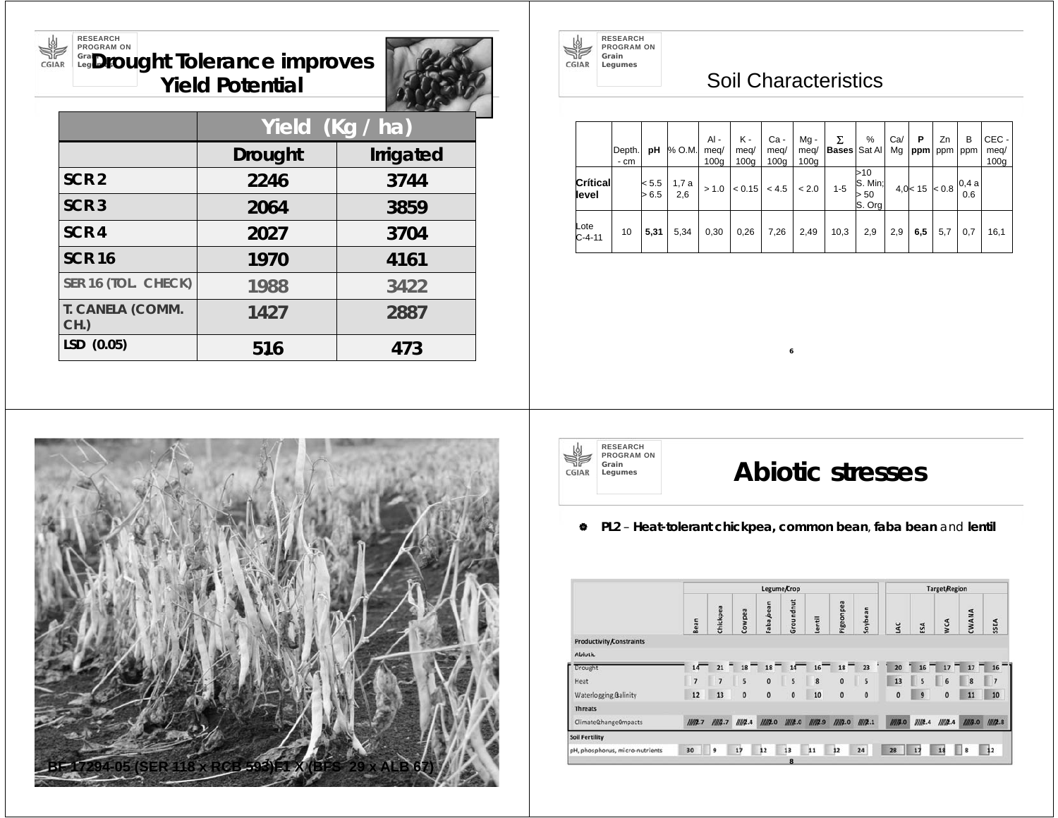# Drought Tolerance improves Yield Potential

| | Yield (Kg / ha) | |
|---|---|---|
| | Drought | Irrigated |
| SCR 2 | 2246 | 3744 |
| SCR 3 | 2064 | 3859 |
| SCR 4 | 2027 | 3704 |
| SCR 16 | 1970 | 4161 |
| SER 16 (TOL. CHECK) | 1988 | 3422 |
| T. CANELA (COMM. CH.) | 1427 | 2887 |
| LSD (0.05) | 516 | 473 |

# Soil Characteristics

| | Depth. - cm | pH | % O.M. | Al - meq/ 100g | K - meq/ 100g | Ca - meq/ 100g | Mg - meq/ 100g | Σ Bases | % Sat Al | Ca/ Mg | P ppm | Zn ppm | B ppm | CEC - meq/ 100g |
|---|---|---|---|---|---|---|---|---|---|---|---|---|---|---|
| **Crítical level** | | < 5.5 > 6.5 | 1,7 a 2,6 | > 1.0 | < 0.15 | < 4.5 | < 2.0 | 1-5 | >10 S. Min; > 50 S. Org | 4,0 | < 15 | < 0.8 | 0,4 a 0.6 | |
| Lote C-4-11 | 10 | **5,31** | 5,34 | 0,30 | 0,26 | 7,26 | 2,49 | 10,3 | 2,9 | 2,9 | **6,5** | 5,7 | 0,7 | 16,1 |

BF 17294-05 (SER 118 x RCB 593)F1 X (BFS 29 x ALB 67)

# Abiotic stresses

- **PL2** – **Heat-tolerant chickpea, common bean**, **faba bean** and **lentil**

Legume/Crop: Bean, Chickpea, Cowpea, Faba bean, Groundnut, Lentil, Pigeonpea, Soybean
Target Region: LAC, ESA, WCA, CWANA, SSEA

Productivity Constraints
Abiotic
Drought 14 21 18 18 14 16 18 23 | 20 16 17 17 16
Heat 7 7 5 0 5 8 0 5 | 13 5 6 8 7
Waterlogging, Salinity 12 13 0 0 0 10 0 0 | 0 9 0 11 10
Threats
Climate Change Impacts 2.7 2.7 2.4 2.0 2.0 2.9 2.0 2.1 | 3.0 2.4 2.4 3.0 2.8
Soil Fertility
pH, phosphorus, micro-nutrients 30 9 17 12 13 11 12 24 | 28 17 18 8 12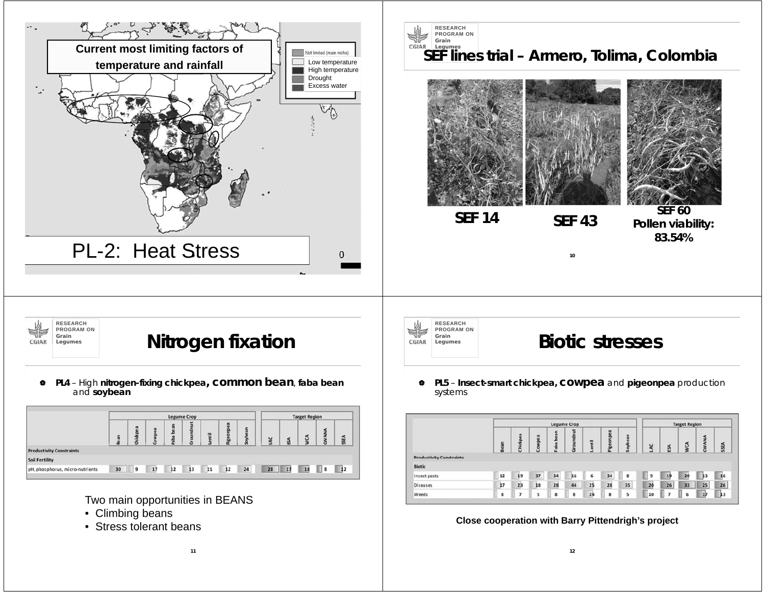**Current most limiting factors of temperature and rainfall**

Not limited (main niche)
Low temperature
High temperature
Drought
Excess water

# PL-2: Heat Stress

0

# SEF lines trial – Armero, Tolima, Colombia

SEF 14

SEF 43

SEF 60
Pollen viability: 83.54%

# Nitrogen fixation

- **PL4** – High **nitrogen-fixing chickpea, common bean**, **faba bean** and **soybean**

| | Bean | Chickpea | Cowpea | Faba bean | Groundnut | Lentil | Pigeonpea | Soybean | LAC | ESA | WCA | CWANA | SSEA |
|---|---|---|---|---|---|---|---|---|---|---|---|---|---|
| | Legume Crop | | | | | | | | Target Region | | | | |
| **Productivity Constraints** | | | | | | | | | | | | | |
| **Soil Fertility** | | | | | | | | | | | | | |
| pH, phosphorus, micro-nutrients | 30 | 9 | 17 | 12 | 13 | 11 | 12 | 24 | 28 | 17 | 18 | 8 | 12 |

Two main opportunities in BEANS

- Climbing beans
- Stress tolerant beans

# Biotic stresses

- **PL5** – **Insect-smart chickpea, cowpea** and **pigeonpea** production systems

| | Bean | Chickpea | Cowpea | Faba bean | Groundnut | Lentil | Pigeonpea | Soybean | LAC | ESA | WCA | CWANA | SSEA |
|---|---|---|---|---|---|---|---|---|---|---|---|---|---|
| | Legume Crop | | | | | | | | Target Region | | | | |
| **Productivity Constraints** | | | | | | | | | | | | | |
| **Biotic** | | | | | | | | | | | | | |
| Insect pests | 12 | 19 | 37 | 34 | 16 | 6 | 34 | 8 | 9 | 19 | 20 | 13 | 16 |
| Diseases | 17 | 23 | 18 | 28 | 44 | 25 | 28 | 35 | 20 | 26 | 33 | 25 | 26 |
| Weeds | 8 | 7 | 5 | 8 | 8 | 24 | 8 | 5 | 10 | 7 | 6 | 17 | 13 |

**Close cooperation with Barry Pittendrigh's project**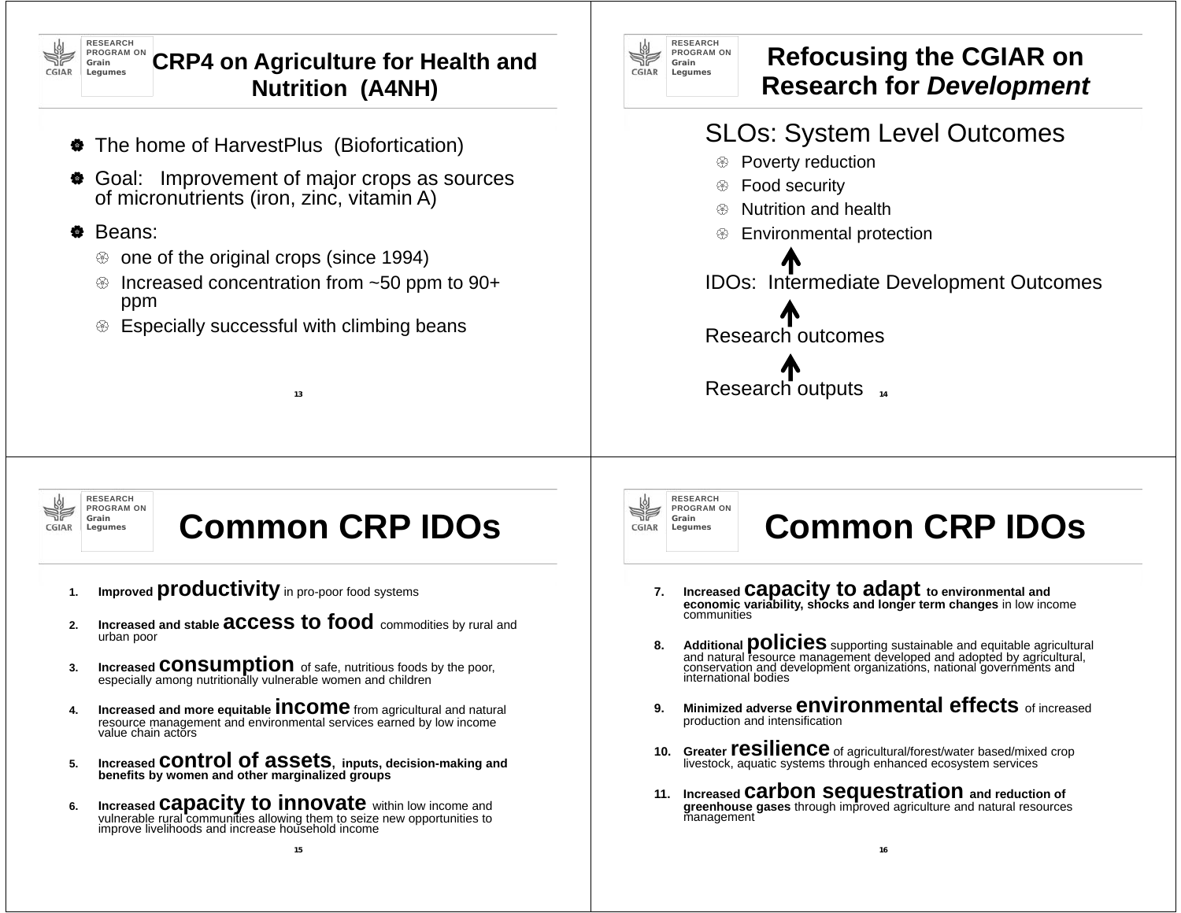## CRP4 on Agriculture for Health and Nutrition (A4NH)

- The home of HarvestPlus (Biofortication)
- Goal: Improvement of major crops as sources of micronutrients (iron, zinc, vitamin A)
- Beans:
  - one of the original crops (since 1994)
  - Increased concentration from ~50 ppm to 90+ ppm
  - Especially successful with climbing beans

## Refocusing the CGIAR on Research for *Development*

SLOs: System Level Outcomes

- Poverty reduction
- Food security
- Nutrition and health
- Environmental protection

↑

IDOs: Intermediate Development Outcomes

↑

Research outcomes

↑

Research outputs

## Common CRP IDOs

1. **Improved productivity** in pro-poor food systems
2. **Increased and stable access to food** commodities by rural and urban poor
3. **Increased consumption** of safe, nutritious foods by the poor, especially among nutritionally vulnerable women and children
4. **Increased and more equitable income** from agricultural and natural resource management and environmental services earned by low income value chain actors
5. **Increased control of assets, inputs, decision-making and benefits by women and other marginalized groups**
6. **Increased capacity to innovate** within low income and vulnerable rural communities allowing them to seize new opportunities to improve livelihoods and increase household income

## Common CRP IDOs

7. **Increased capacity to adapt to environmental and economic variability, shocks and longer term changes** in low income communities
8. **Additional policies** supporting sustainable and equitable agricultural and natural resource management developed and adopted by agricultural, conservation and development organizations, national governments and international bodies
9. **Minimized adverse environmental effects** of increased production and intensification
10. **Greater resilience** of agricultural/forest/water based/mixed crop livestock, aquatic systems through enhanced ecosystem services
11. **Increased carbon sequestration and reduction of greenhouse gases** through improved agriculture and natural resources management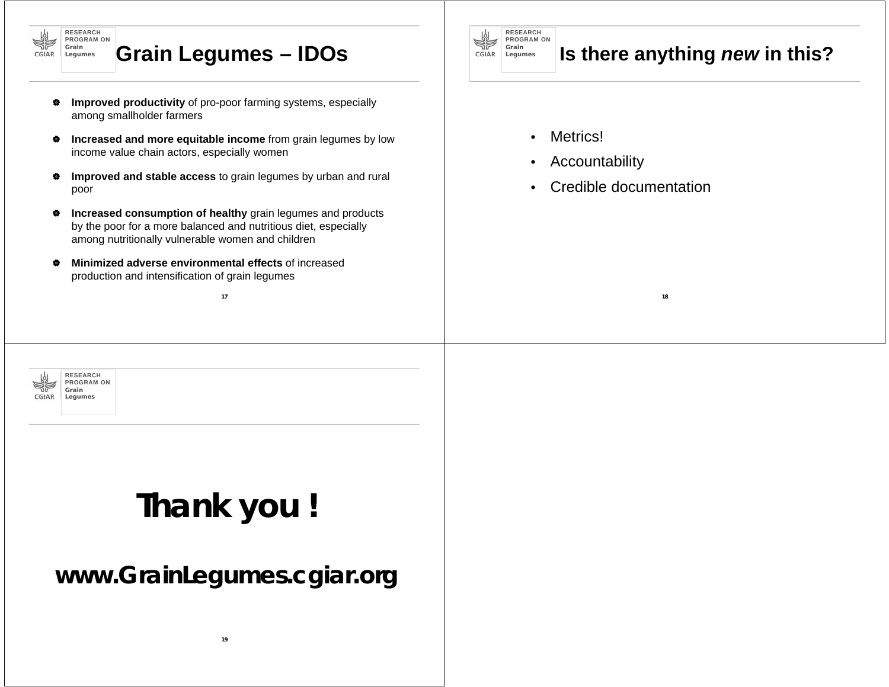# Grain Legumes – IDOs

- **Improved productivity** of pro-poor farming systems, especially among smallholder farmers
- **Increased and more equitable income** from grain legumes by low income value chain actors, especially women
- **Improved and stable access** to grain legumes by urban and rural poor
- **Increased consumption of healthy** grain legumes and products by the poor for a more balanced and nutritious diet, especially among nutritionally vulnerable women and children
- **Minimized adverse environmental effects** of increased production and intensification of grain legumes

# Is there anything *new* in this?

- Metrics!
- Accountability
- Credible documentation

# Thank you !

**www.GrainLegumes.cgiar.org**